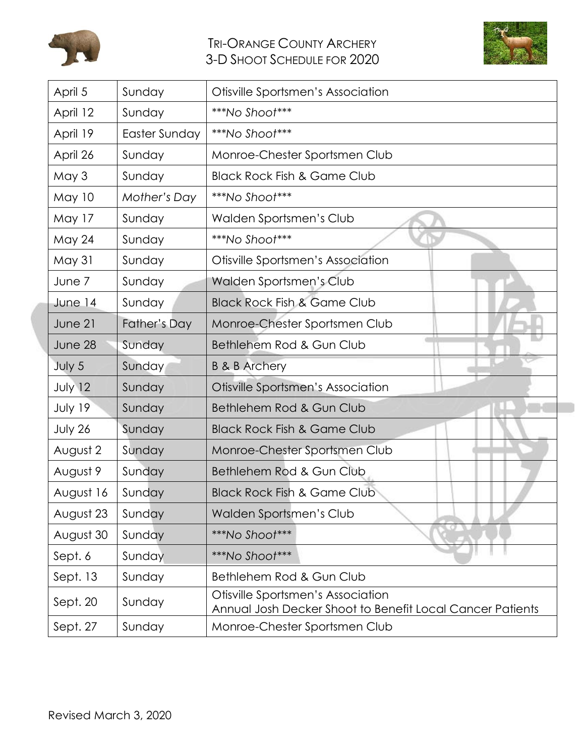# Tri-Orange County Archery
## 3-D Shoot Schedule for 2020

| | | |
|---|---|---|
| April 5 | Sunday | Otisville Sportsmen's Association |
| April 12 | Sunday | ****No Shoot**** |
| April 19 | Easter Sunday | ****No Shoot**** |
| April 26 | Sunday | Monroe-Chester Sportsmen Club |
| May 3 | Sunday | Black Rock Fish & Game Club |
| May 10 | *Mother's Day* | ****No Shoot**** |
| May 17 | Sunday | Walden Sportsmen's Club |
| May 24 | Sunday | ****No Shoot**** |
| May 31 | Sunday | Otisville Sportsmen's Association |
| June 7 | Sunday | Walden Sportsmen's Club |
| June 14 | Sunday | Black Rock Fish & Game Club |
| June 21 | Father's Day | Monroe-Chester Sportsmen Club |
| June 28 | Sunday | Bethlehem Rod & Gun Club |
| July 5 | Sunday | B & B Archery |
| July 12 | Sunday | Otisville Sportsmen's Association |
| July 19 | Sunday | Bethlehem Rod & Gun Club |
| July 26 | Sunday | Black Rock Fish & Game Club |
| August 2 | Sunday | Monroe-Chester Sportsmen Club |
| August 9 | Sunday | Bethlehem Rod & Gun Club |
| August 16 | Sunday | Black Rock Fish & Game Club |
| August 23 | Sunday | Walden Sportsmen's Club |
| August 30 | Sunday | ****No Shoot**** |
| Sept. 6 | Sunday | ****No Shoot**** |
| Sept. 13 | Sunday | Bethlehem Rod & Gun Club |
| Sept. 20 | Sunday | Otisville Sportsmen's Association<br>Annual Josh Decker Shoot to Benefit Local Cancer Patients |
| Sept. 27 | Sunday | Monroe-Chester Sportsmen Club |

Revised March 3, 2020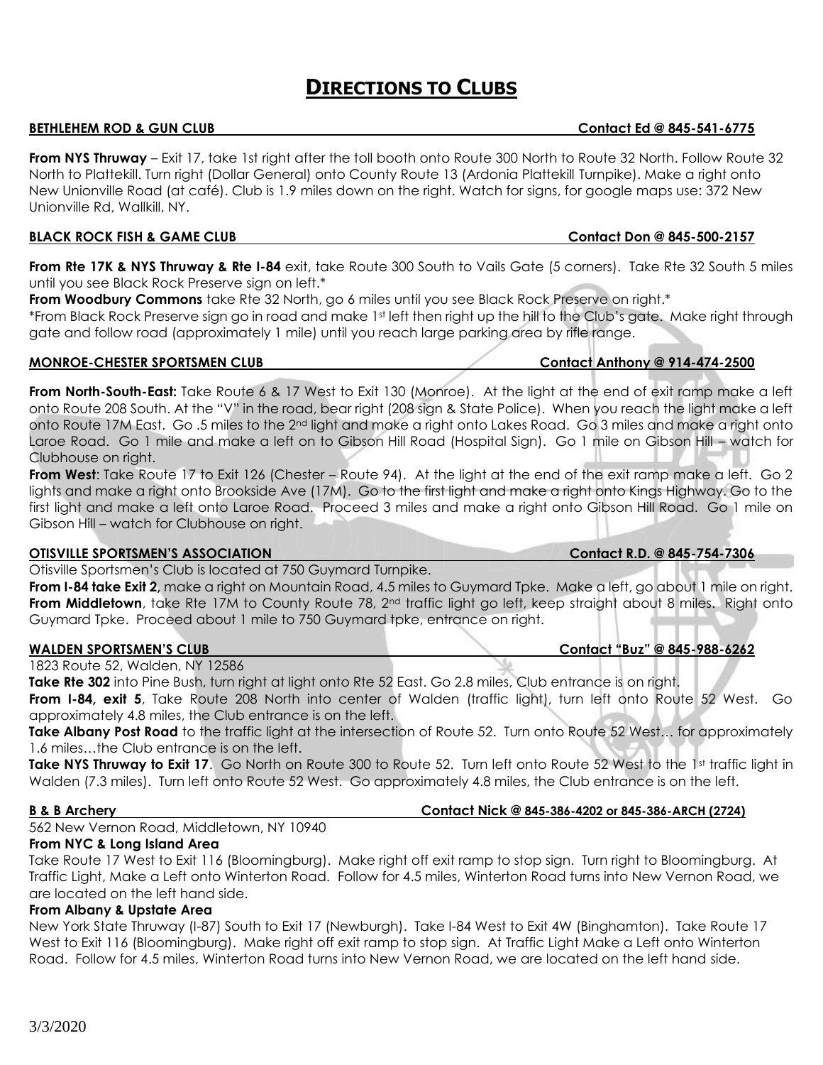# DIRECTIONS TO CLUBS

**BETHLEHEM ROD & GUN CLUB** **Contact Ed @ 845-541-6775**

**From NYS Thruway** – Exit 17, take 1st right after the toll booth onto Route 300 North to Route 32 North. Follow Route 32 North to Plattekill. Turn right (Dollar General) onto County Route 13 (Ardonia Plattekill Turnpike). Make a right onto New Unionville Road (at café). Club is 1.9 miles down on the right. Watch for signs, for google maps use: 372 New Unionville Rd, Wallkill, NY.

**BLACK ROCK FISH & GAME CLUB** **Contact Don @ 845-500-2157**

**From Rte 17K & NYS Thruway & Rte I-84** exit, take Route 300 South to Vails Gate (5 corners). Take Rte 32 South 5 miles until you see Black Rock Preserve sign on left.*

**From Woodbury Commons** take Rte 32 North, go 6 miles until you see Black Rock Preserve on right.*

*From Black Rock Preserve sign go in road and make 1st left then right up the hill to the Club's gate. Make right through gate and follow road (approximately 1 mile) until you reach large parking area by rifle range.

**MONROE-CHESTER SPORTSMEN CLUB** **Contact Anthony @ 914-474-2500**

**From North-South-East:** Take Route 6 & 17 West to Exit 130 (Monroe). At the light at the end of exit ramp make a left onto Route 208 South. At the "V" in the road, bear right (208 sign & State Police). When you reach the light make a left onto Route 17M East. Go .5 miles to the 2nd light and make a right onto Lakes Road. Go 3 miles and make a right onto Laroe Road. Go 1 mile and make a left on to Gibson Hill Road (Hospital Sign). Go 1 mile on Gibson Hill – watch for Clubhouse on right.

**From West**: Take Route 17 to Exit 126 (Chester – Route 94). At the light at the end of the exit ramp make a left. Go 2 lights and make a right onto Brookside Ave (17M). Go to the first light and make a right onto Kings Highway. Go to the first light and make a left onto Laroe Road. Proceed 3 miles and make a right onto Gibson Hill Road. Go 1 mile on Gibson Hill – watch for Clubhouse on right.

**OTISVILLE SPORTSMEN'S ASSOCIATION** **Contact R.D. @ 845-754-7306**

Otisville Sportsmen's Club is located at 750 Guymard Turnpike.

**From I-84 take Exit 2,** make a right on Mountain Road, 4.5 miles to Guymard Tpke. Make a left, go about 1 mile on right.
**From Middletown**, take Rte 17M to County Route 78, 2nd traffic light go left, keep straight about 8 miles. Right onto Guymard Tpke. Proceed about 1 mile to 750 Guymard tpke, entrance on right.

**WALDEN SPORTSMEN'S CLUB** **Contact "Buz" @ 845-988-6262**

1823 Route 52, Walden, NY 12586

**Take Rte 302** into Pine Bush, turn right at light onto Rte 52 East. Go 2.8 miles, Club entrance is on right.

**From I-84, exit 5**, Take Route 208 North into center of Walden (traffic light), turn left onto Route 52 West. Go approximately 4.8 miles, the Club entrance is on the left.

**Take Albany Post Road** to the traffic light at the intersection of Route 52. Turn onto Route 52 West… for approximately 1.6 miles…the Club entrance is on the left.

**Take NYS Thruway to Exit 17**. Go North on Route 300 to Route 52. Turn left onto Route 52 West to the 1st traffic light in Walden (7.3 miles). Turn left onto Route 52 West. Go approximately 4.8 miles, the Club entrance is on the left.

**B & B Archery** **Contact Nick @ 845-386-4202 or 845-386-ARCH (2724)**

562 New Vernon Road, Middletown, NY 10940

**From NYC & Long Island Area**

Take Route 17 West to Exit 116 (Bloomingburg). Make right off exit ramp to stop sign. Turn right to Bloomingburg. At Traffic Light, Make a Left onto Winterton Road. Follow for 4.5 miles, Winterton Road turns into New Vernon Road, we are located on the left hand side.

**From Albany & Upstate Area**

New York State Thruway (I-87) South to Exit 17 (Newburgh). Take I-84 West to Exit 4W (Binghamton). Take Route 17 West to Exit 116 (Bloomingburg). Make right off exit ramp to stop sign. At Traffic Light Make a Left onto Winterton Road. Follow for 4.5 miles, Winterton Road turns into New Vernon Road, we are located on the left hand side.

3/3/2020